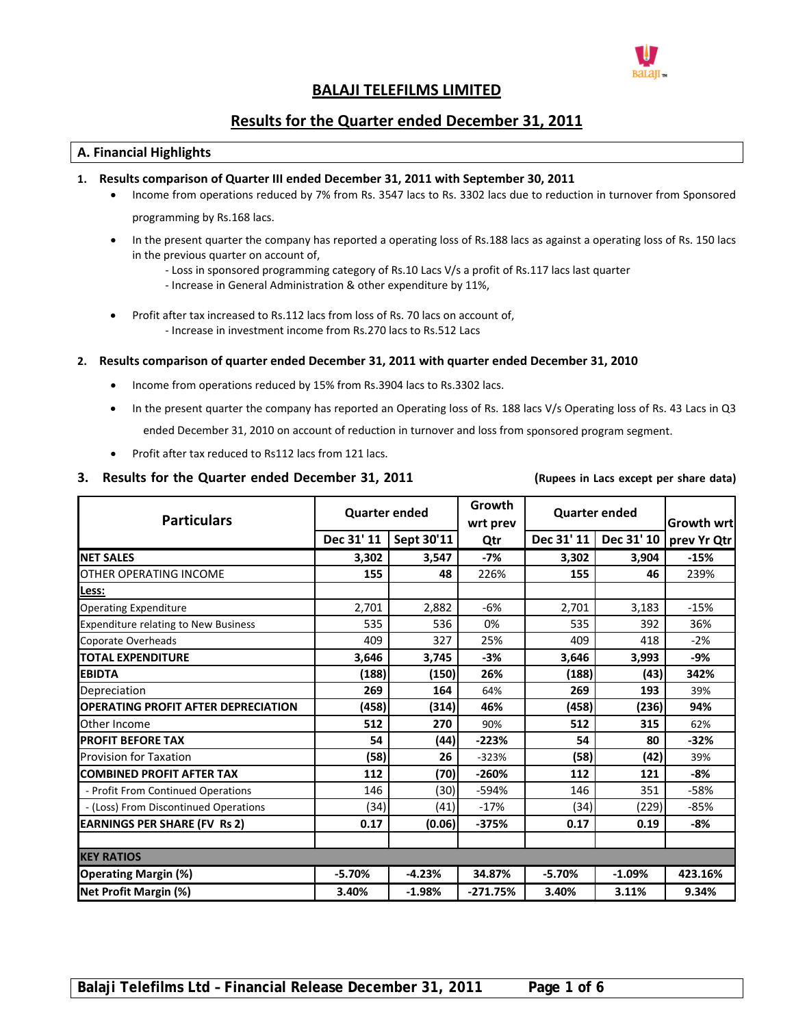# BALAJI TELEFILMS LIMITED

## Results for the Quarter ended December 31, 2011

### A. Financial Highlights

**1. Results comparison of Quarter III ended December 31, 2011 with September 30, 2011**

- Income from operations reduced by 7% from Rs. 3547 lacs to Rs. 3302 lacs due to reduction in turnover from Sponsored programming by Rs.168 lacs.
- In the present quarter the company has reported a operating loss of Rs.188 lacs as against a operating loss of Rs. 150 lacs in the previous quarter on account of,
  - Loss in sponsored programming category of Rs.10 Lacs V/s a profit of Rs.117 lacs last quarter
  - Increase in General Administration & other expenditure by 11%,
- Profit after tax increased to Rs.112 lacs from loss of Rs. 70 lacs on account of,
  - Increase in investment income from Rs.270 lacs to Rs.512 Lacs

**2. Results comparison of quarter ended December 31, 2011 with quarter ended December 31, 2010**

- Income from operations reduced by 15% from Rs.3904 lacs to Rs.3302 lacs.
- In the present quarter the company has reported an Operating loss of Rs. 188 lacs V/s Operating loss of Rs. 43 Lacs in Q3 ended December 31, 2010 on account of reduction in turnover and loss from sponsored program segment.
- Profit after tax reduced to Rs112 lacs from 121 lacs.

**3. Results for the Quarter ended December 31, 2011** **(Rupees in Lacs except per share data)**

| Particulars | Quarter ended | | Growth wrt prev Qtr | Quarter ended | | Growth wrt prev Yr Qtr |
|---|---|---|---|---|---|---|
| | Dec 31' 11 | Sept 30'11 | | Dec 31' 11 | Dec 31' 10 | |
| **NET SALES** | **3,302** | **3,547** | **-7%** | **3,302** | **3,904** | **-15%** |
| OTHER OPERATING INCOME | 155 | 48 | 226% | 155 | 46 | 239% |
| **Less:** | | | | | | |
| Operating Expenditure | 2,701 | 2,882 | -6% | 2,701 | 3,183 | -15% |
| Expenditure relating to New Business | 535 | 536 | 0% | 535 | 392 | 36% |
| Coporate Overheads | 409 | 327 | 25% | 409 | 418 | -2% |
| **TOTAL EXPENDITURE** | **3,646** | **3,745** | **-3%** | **3,646** | **3,993** | **-9%** |
| **EBIDTA** | **(188)** | **(150)** | **26%** | **(188)** | **(43)** | **342%** |
| Depreciation | 269 | 164 | 64% | 269 | 193 | 39% |
| **OPERATING PROFIT AFTER DEPRECIATION** | **(458)** | **(314)** | **46%** | **(458)** | **(236)** | **94%** |
| Other Income | 512 | 270 | 90% | 512 | 315 | 62% |
| **PROFIT BEFORE TAX** | **54** | **(44)** | **-223%** | **54** | **80** | **-32%** |
| Provision for Taxation | (58) | 26 | -323% | (58) | (42) | 39% |
| **COMBINED PROFIT AFTER TAX** | **112** | **(70)** | **-260%** | **112** | **121** | **-8%** |
| - Profit From Continued Operations | 146 | (30) | -594% | 146 | 351 | -58% |
| - (Loss) From Discontinued Operations | (34) | (41) | -17% | (34) | (229) | -85% |
| **EARNINGS PER SHARE (FV Rs 2)** | **0.17** | **(0.06)** | **-375%** | **0.17** | **0.19** | **-8%** |
| | | | | | | |
| **KEY RATIOS** | | | | | | |
| **Operating Margin (%)** | **-5.70%** | **-4.23%** | **34.87%** | **-5.70%** | **-1.09%** | **423.16%** |
| **Net Profit Margin (%)** | **3.40%** | **-1.98%** | **-271.75%** | **3.40%** | **3.11%** | **9.34%** |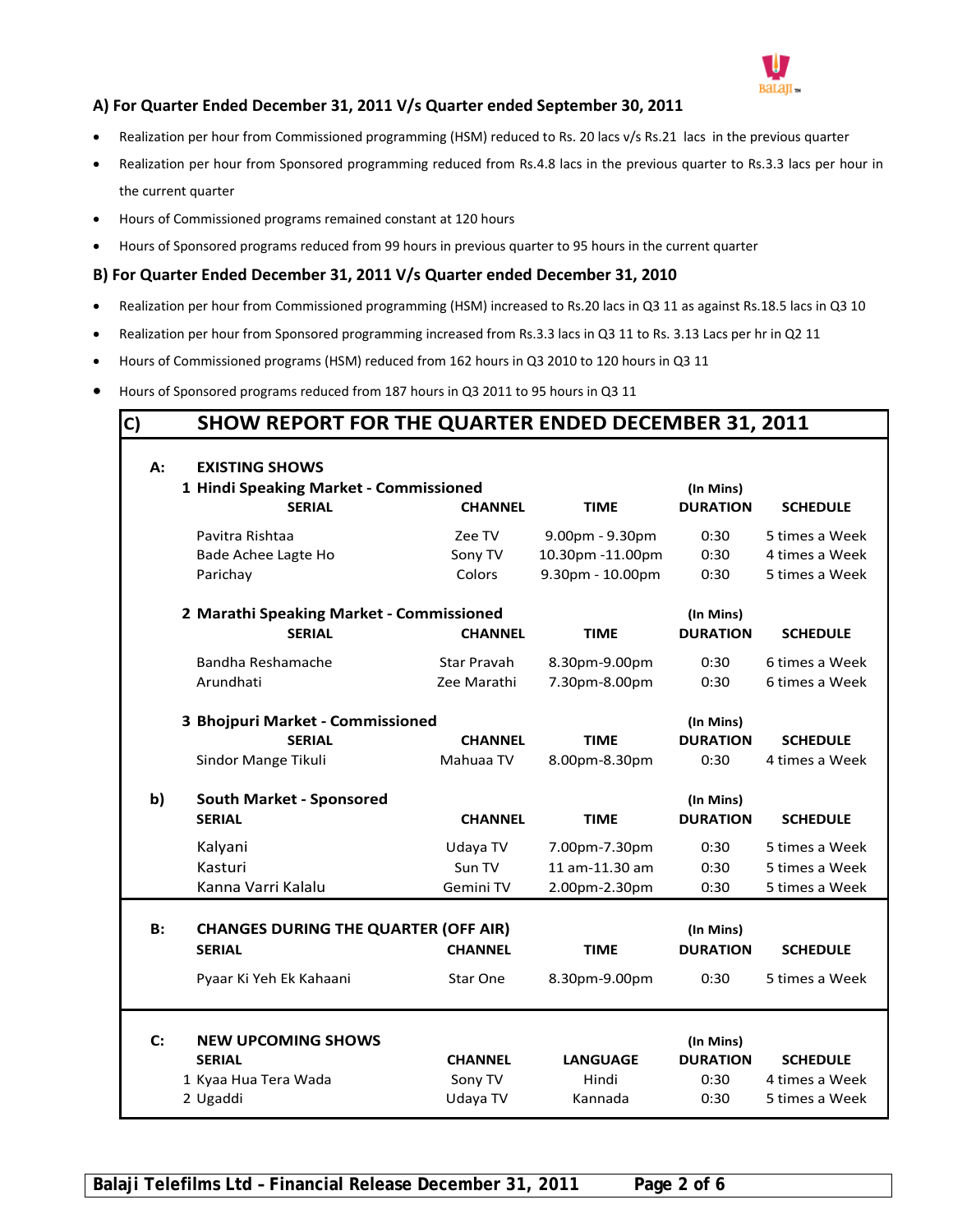### A) For Quarter Ended December 31, 2011 V/s Quarter ended September 30, 2011

- Realization per hour from Commissioned programming (HSM) reduced to Rs. 20 lacs v/s Rs.21 lacs in the previous quarter
- Realization per hour from Sponsored programming reduced from Rs.4.8 lacs in the previous quarter to Rs.3.3 lacs per hour in the current quarter
- Hours of Commissioned programs remained constant at 120 hours
- Hours of Sponsored programs reduced from 99 hours in previous quarter to 95 hours in the current quarter

### B) For Quarter Ended December 31, 2011 V/s Quarter ended December 31, 2010

- Realization per hour from Commissioned programming (HSM) increased to Rs.20 lacs in Q3 11 as against Rs.18.5 lacs in Q3 10
- Realization per hour from Sponsored programming increased from Rs.3.3 lacs in Q3 11 to Rs. 3.13 Lacs per hr in Q2 11
- Hours of Commissioned programs (HSM) reduced from 162 hours in Q3 2010 to 120 hours in Q3 11
- Hours of Sponsored programs reduced from 187 hours in Q3 2011 to 95 hours in Q3 11

## C) SHOW REPORT FOR THE QUARTER ENDED DECEMBER 31, 2011

### A: EXISTING SHOWS

**1 Hindi Speaking Market - Commissioned**

| SERIAL | CHANNEL | TIME | DURATION (In Mins) | SCHEDULE |
|---|---|---|---|---|
| Pavitra Rishtaa | Zee TV | 9.00pm - 9.30pm | 0:30 | 5 times a Week |
| Bade Achee Lagte Ho | Sony TV | 10.30pm -11.00pm | 0:30 | 4 times a Week |
| Parichay | Colors | 9.30pm - 10.00pm | 0:30 | 5 times a Week |

**2 Marathi Speaking Market - Commissioned**

| SERIAL | CHANNEL | TIME | DURATION (In Mins) | SCHEDULE |
|---|---|---|---|---|
| Bandha Reshamache | Star Pravah | 8.30pm-9.00pm | 0:30 | 6 times a Week |
| Arundhati | Zee Marathi | 7.30pm-8.00pm | 0:30 | 6 times a Week |

**3 Bhojpuri Market - Commissioned**

| SERIAL | CHANNEL | TIME | DURATION (In Mins) | SCHEDULE |
|---|---|---|---|---|
| Sindor Mange Tikuli | Mahuaa TV | 8.00pm-8.30pm | 0:30 | 4 times a Week |

**b) South Market - Sponsored**

| SERIAL | CHANNEL | TIME | DURATION (In Mins) | SCHEDULE |
|---|---|---|---|---|
| Kalyani | Udaya TV | 7.00pm-7.30pm | 0:30 | 5 times a Week |
| Kasturi | Sun TV | 11 am-11.30 am | 0:30 | 5 times a Week |
| Kanna Varri Kalalu | Gemini TV | 2.00pm-2.30pm | 0:30 | 5 times a Week |

### B: CHANGES DURING THE QUARTER (OFF AIR)

| SERIAL | CHANNEL | TIME | DURATION (In Mins) | SCHEDULE |
|---|---|---|---|---|
| Pyaar Ki Yeh Ek Kahaani | Star One | 8.30pm-9.00pm | 0:30 | 5 times a Week |

### C: NEW UPCOMING SHOWS

| SERIAL | CHANNEL | LANGUAGE | DURATION (In Mins) | SCHEDULE |
|---|---|---|---|---|
| 1 Kyaa Hua Tera Wada | Sony TV | Hindi | 0:30 | 4 times a Week |
| 2 Ugaddi | Udaya TV | Kannada | 0:30 | 5 times a Week |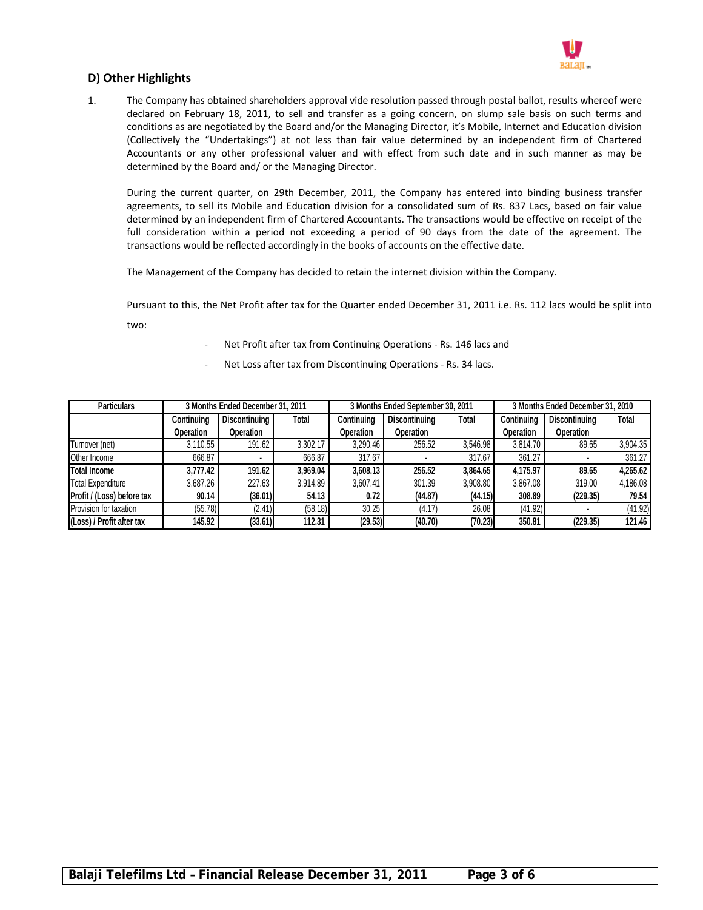## D) Other Highlights

1. The Company has obtained shareholders approval vide resolution passed through postal ballot, results whereof were declared on February 18, 2011, to sell and transfer as a going concern, on slump sale basis on such terms and conditions as are negotiated by the Board and/or the Managing Director, it's Mobile, Internet and Education division (Collectively the "Undertakings") at not less than fair value determined by an independent firm of Chartered Accountants or any other professional valuer and with effect from such date and in such manner as may be determined by the Board and/ or the Managing Director.

   During the current quarter, on 29th December, 2011, the Company has entered into binding business transfer agreements, to sell its Mobile and Education division for a consolidated sum of Rs. 837 Lacs, based on fair value determined by an independent firm of Chartered Accountants. The transactions would be effective on receipt of the full consideration within a period not exceeding a period of 90 days from the date of the agreement. The transactions would be reflected accordingly in the books of accounts on the effective date.

   The Management of the Company has decided to retain the internet division within the Company.

   Pursuant to this, the Net Profit after tax for the Quarter ended December 31, 2011 i.e. Rs. 112 lacs would be split into two:

   - Net Profit after tax from Continuing Operations - Rs. 146 lacs and
   - Net Loss after tax from Discontinuing Operations - Rs. 34 lacs.

| Particulars | 3 Months Ended December 31, 2011 | | | 3 Months Ended September 30, 2011 | | | 3 Months Ended December 31, 2010 | | |
|---|---|---|---|---|---|---|---|---|---|
| | Continuing Operation | Discontinuing Operation | Total | Continuing Operation | Discontinuing Operation | Total | Continuing Operation | Discontinuing Operation | Total |
| Turnover (net) | 3,110.55 | 191.62 | 3,302.17 | 3,290.46 | 256.52 | 3,546.98 | 3,814.70 | 89.65 | 3,904.35 |
| Other Income | 666.87 | - | 666.87 | 317.67 | - | 317.67 | 361.27 | - | 361.27 |
| **Total Income** | **3,777.42** | **191.62** | **3,969.04** | **3,608.13** | **256.52** | **3,864.65** | **4,175.97** | **89.65** | **4,265.62** |
| Total Expenditure | 3,687.26 | 227.63 | 3,914.89 | 3,607.41 | 301.39 | 3,908.80 | 3,867.08 | 319.00 | 4,186.08 |
| **Profit / (Loss) before tax** | **90.14** | **(36.01)** | **54.13** | **0.72** | **(44.87)** | **(44.15)** | **308.89** | **(229.35)** | **79.54** |
| Provision for taxation | (55.78) | (2.41) | (58.18) | 30.25 | (4.17) | 26.08 | (41.92) | - | (41.92) |
| **(Loss) / Profit after tax** | **145.92** | **(33.61)** | **112.31** | **(29.53)** | **(40.70)** | **(70.23)** | **350.81** | **(229.35)** | **121.46** |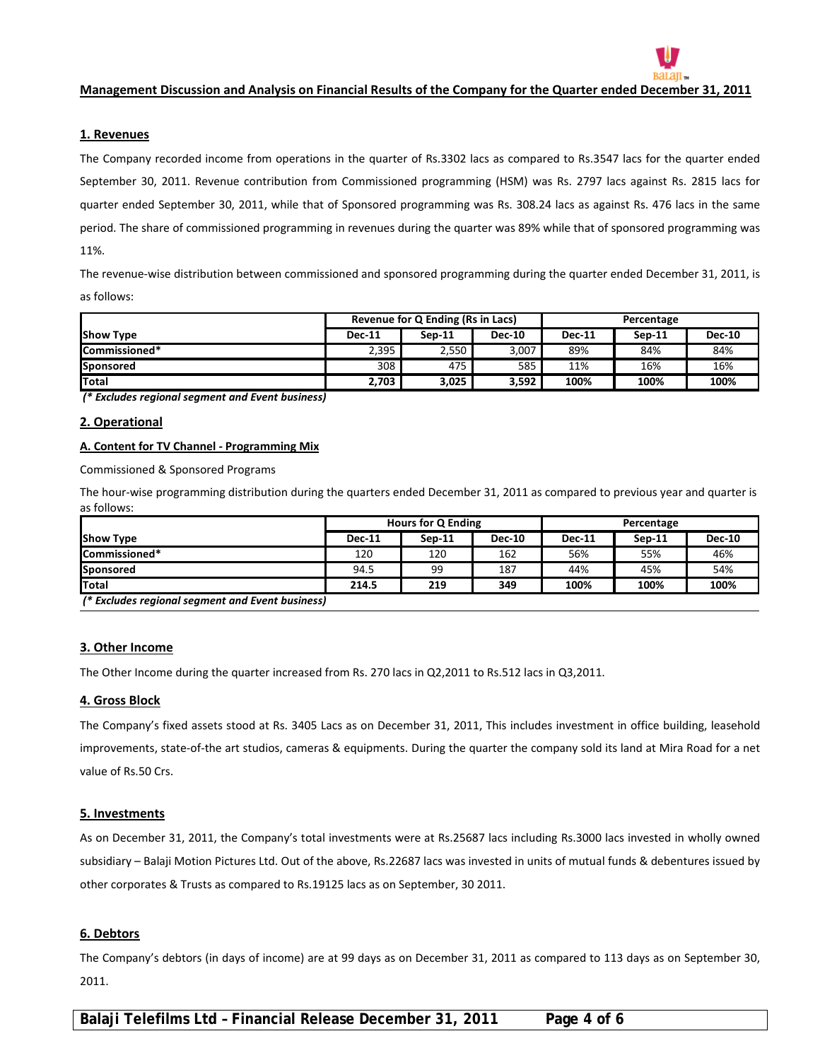## Management Discussion and Analysis on Financial Results of the Company for the Quarter ended December 31, 2011

### 1. Revenues

The Company recorded income from operations in the quarter of Rs.3302 lacs as compared to Rs.3547 lacs for the quarter ended September 30, 2011. Revenue contribution from Commissioned programming (HSM) was Rs. 2797 lacs against Rs. 2815 lacs for quarter ended September 30, 2011, while that of Sponsored programming was Rs. 308.24 lacs as against Rs. 476 lacs in the same period. The share of commissioned programming in revenues during the quarter was 89% while that of sponsored programming was 11%.

The revenue-wise distribution between commissioned and sponsored programming during the quarter ended December 31, 2011, is as follows:

| | Revenue for Q Ending (Rs in Lacs) | | | Percentage | | |
|---|---|---|---|---|---|---|
| **Show Type** | **Dec-11** | **Sep-11** | **Dec-10** | **Dec-11** | **Sep-11** | **Dec-10** |
| **Commissioned*** | 2,395 | 2,550 | 3,007 | 89% | 84% | 84% |
| **Sponsored** | 308 | 475 | 585 | 11% | 16% | 16% |
| **Total** | **2,703** | **3,025** | **3,592** | **100%** | **100%** | **100%** |

***(* Excludes regional segment and Event business)***

### 2. Operational

#### A. Content for TV Channel - Programming Mix

Commissioned & Sponsored Programs

The hour-wise programming distribution during the quarters ended December 31, 2011 as compared to previous year and quarter is as follows:

| | Hours for Q Ending | | | Percentage | | |
|---|---|---|---|---|---|---|
| **Show Type** | **Dec-11** | **Sep-11** | **Dec-10** | **Dec-11** | **Sep-11** | **Dec-10** |
| **Commissioned*** | 120 | 120 | 162 | 56% | 55% | 46% |
| **Sponsored** | 94.5 | 99 | 187 | 44% | 45% | 54% |
| **Total** | **214.5** | **219** | **349** | **100%** | **100%** | **100%** |

***(* Excludes regional segment and Event business)***

### 3. Other Income

The Other Income during the quarter increased from Rs. 270 lacs in Q2,2011 to Rs.512 lacs in Q3,2011.

### 4. Gross Block

The Company's fixed assets stood at Rs. 3405 Lacs as on December 31, 2011, This includes investment in office building, leasehold improvements, state-of-the art studios, cameras & equipments. During the quarter the company sold its land at Mira Road for a net value of Rs.50 Crs.

### 5. Investments

As on December 31, 2011, the Company's total investments were at Rs.25687 lacs including Rs.3000 lacs invested in wholly owned subsidiary – Balaji Motion Pictures Ltd. Out of the above, Rs.22687 lacs was invested in units of mutual funds & debentures issued by other corporates & Trusts as compared to Rs.19125 lacs as on September, 30 2011.

### 6. Debtors

The Company's debtors (in days of income) are at 99 days as on December 31, 2011 as compared to 113 days as on September 30, 2011.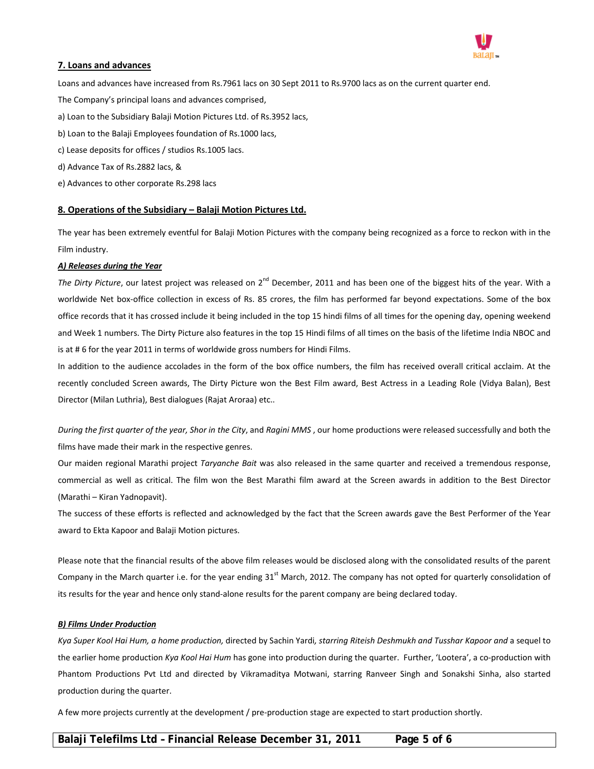## 7. Loans and advances

Loans and advances have increased from Rs.7961 lacs on 30 Sept 2011 to Rs.9700 lacs as on the current quarter end.

The Company's principal loans and advances comprised,

a) Loan to the Subsidiary Balaji Motion Pictures Ltd. of Rs.3952 lacs,

b) Loan to the Balaji Employees foundation of Rs.1000 lacs,

c) Lease deposits for offices / studios Rs.1005 lacs.

d) Advance Tax of Rs.2882 lacs, &

e) Advances to other corporate Rs.298 lacs

## 8. Operations of the Subsidiary – Balaji Motion Pictures Ltd.

The year has been extremely eventful for Balaji Motion Pictures with the company being recognized as a force to reckon with in the Film industry.

### *A) Releases during the Year*

*The Dirty Picture*, our latest project was released on 2nd December, 2011 and has been one of the biggest hits of the year. With a worldwide Net box-office collection in excess of Rs. 85 crores, the film has performed far beyond expectations. Some of the box office records that it has crossed include it being included in the top 15 hindi films of all times for the opening day, opening weekend and Week 1 numbers. The Dirty Picture also features in the top 15 Hindi films of all times on the basis of the lifetime India NBOC and is at # 6 for the year 2011 in terms of worldwide gross numbers for Hindi Films.

In addition to the audience accolades in the form of the box office numbers, the film has received overall critical acclaim. At the recently concluded Screen awards, The Dirty Picture won the Best Film award, Best Actress in a Leading Role (Vidya Balan), Best Director (Milan Luthria), Best dialogues (Rajat Aroraa) etc..

*During the first quarter of the year, Shor in the City*, and *Ragini MMS* , our home productions were released successfully and both the films have made their mark in the respective genres.

Our maiden regional Marathi project *Taryanche Bait* was also released in the same quarter and received a tremendous response, commercial as well as critical. The film won the Best Marathi film award at the Screen awards in addition to the Best Director (Marathi – Kiran Yadnopavit).

The success of these efforts is reflected and acknowledged by the fact that the Screen awards gave the Best Performer of the Year award to Ekta Kapoor and Balaji Motion pictures.

Please note that the financial results of the above film releases would be disclosed along with the consolidated results of the parent Company in the March quarter i.e. for the year ending 31st March, 2012. The company has not opted for quarterly consolidation of its results for the year and hence only stand-alone results for the parent company are being declared today.

### *B) Films Under Production*

*Kya Super Kool Hai Hum, a home production,* directed by Sachin Yardi*, starring Riteish Deshmukh and Tusshar Kapoor and* a sequel to the earlier home production *Kya Kool Hai Hum* has gone into production during the quarter. Further, 'Lootera', a co-production with Phantom Productions Pvt Ltd and directed by Vikramaditya Motwani, starring Ranveer Singh and Sonakshi Sinha, also started production during the quarter.

A few more projects currently at the development / pre-production stage are expected to start production shortly.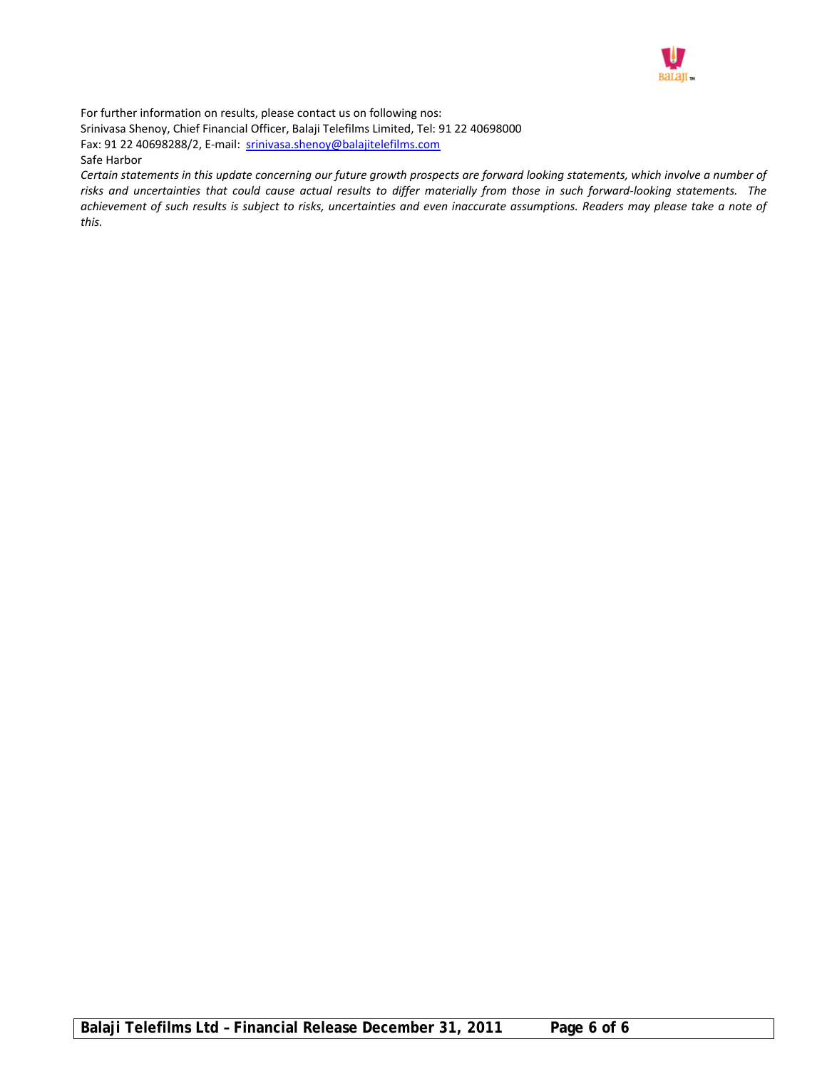For further information on results, please contact us on following nos:
Srinivasa Shenoy, Chief Financial Officer, Balaji Telefilms Limited, Tel: 91 22 40698000
Fax: 91 22 40698288/2, E-mail: srinivasa.shenoy@balajitelefilms.com

Safe Harbor

*Certain statements in this update concerning our future growth prospects are forward looking statements, which involve a number of risks and uncertainties that could cause actual results to differ materially from those in such forward-looking statements. The achievement of such results is subject to risks, uncertainties and even inaccurate assumptions. Readers may please take a note of this.*